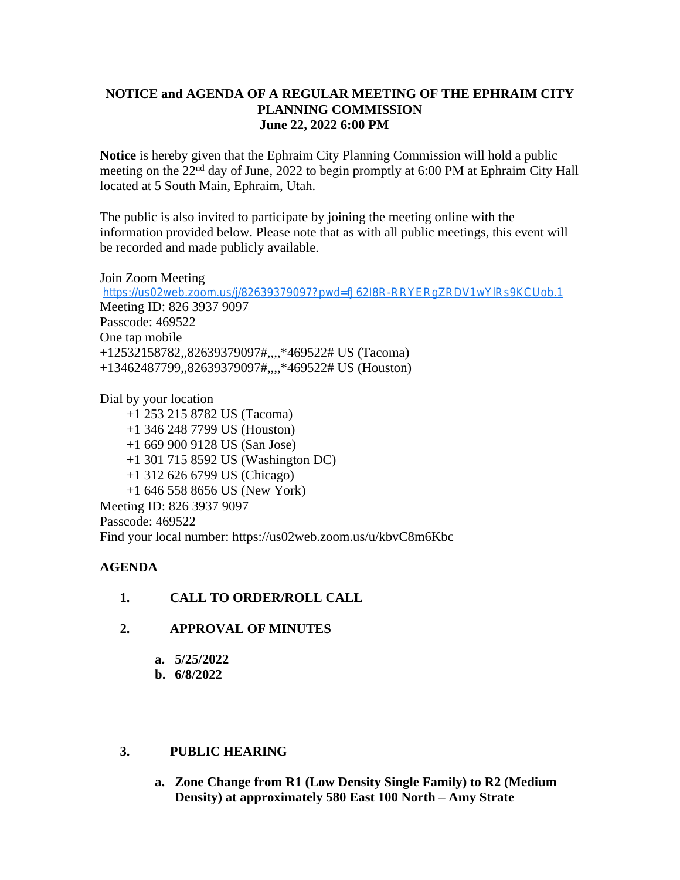**NOTICE and AGENDA OF A REGULAR MEETING OF THE EPHRAIM CITY PLANNING COMMISSION**
**June 22, 2022 6:00 PM**

**Notice** is hereby given that the Ephraim City Planning Commission will hold a public meeting on the 22nd day of June, 2022 to begin promptly at 6:00 PM at Ephraim City Hall located at 5 South Main, Ephraim, Utah.

The public is also invited to participate by joining the meeting online with the information provided below. Please note that as with all public meetings, this event will be recorded and made publicly available.

Join Zoom Meeting
https://us02web.zoom.us/j/82639379097?pwd=fJ62I8R-RRYERgZRDV1wYlRs9KCUob.1
Meeting ID: 826 3937 9097
Passcode: 469522
One tap mobile
+12532158782,,82639379097#,,,,*469522# US (Tacoma)
+13462487799,,82639379097#,,,,*469522# US (Houston)

Dial by your location
+1 253 215 8782 US (Tacoma)
+1 346 248 7799 US (Houston)
+1 669 900 9128 US (San Jose)
+1 301 715 8592 US (Washington DC)
+1 312 626 6799 US (Chicago)
+1 646 558 8656 US (New York)
Meeting ID: 826 3937 9097
Passcode: 469522
Find your local number: https://us02web.zoom.us/u/kbvC8m6Kbc

**AGENDA**

1. **CALL TO ORDER/ROLL CALL**

2. **APPROVAL OF MINUTES**
   a. **5/25/2022**
   b. **6/8/2022**

3. **PUBLIC HEARING**
   a. **Zone Change from R1 (Low Density Single Family) to R2 (Medium Density) at approximately 580 East 100 North – Amy Strate**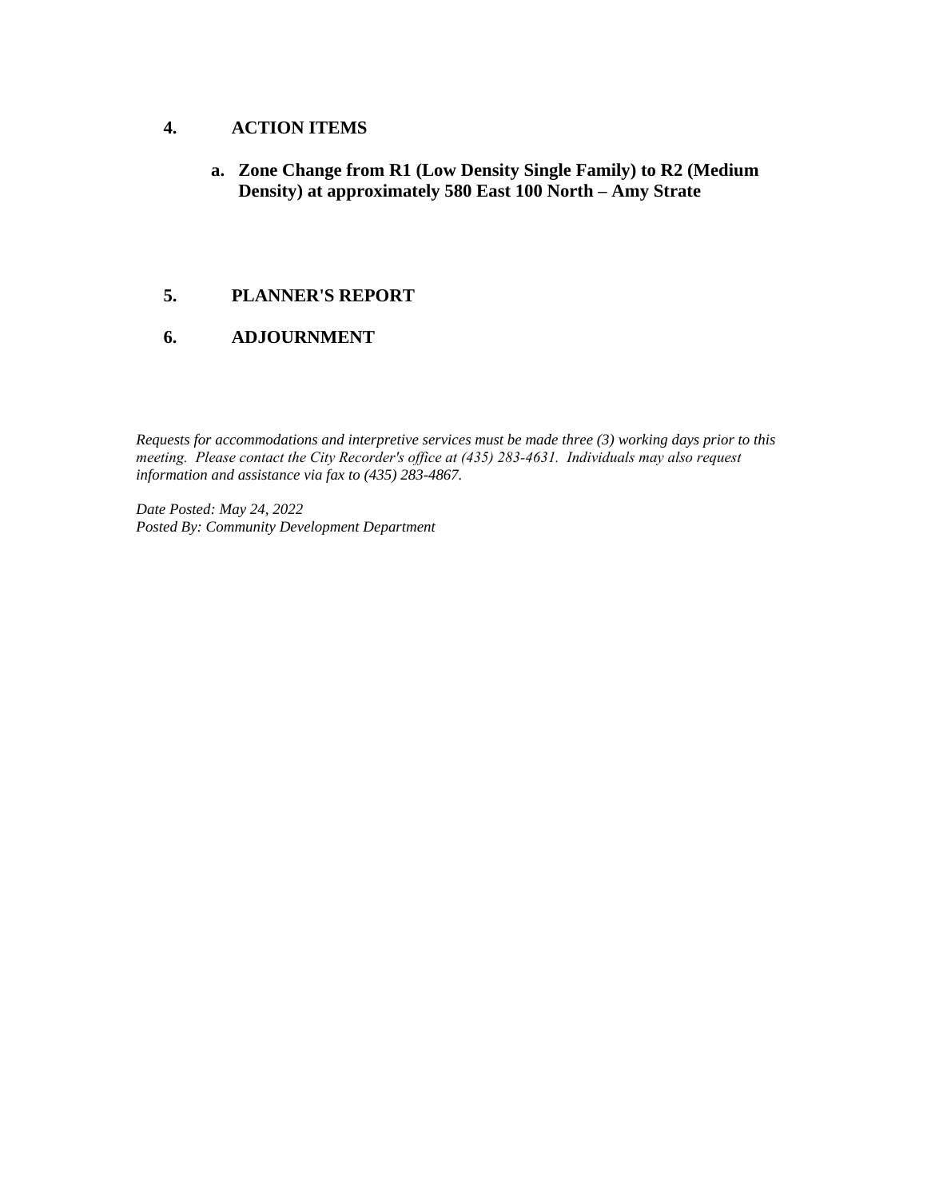4. **ACTION ITEMS**

   a. **Zone Change from R1 (Low Density Single Family) to R2 (Medium Density) at approximately 580 East 100 North – Amy Strate**

5. **PLANNER'S REPORT**

6. **ADJOURNMENT**

*Requests for accommodations and interpretive services must be made three (3) working days prior to this meeting. Please contact the City Recorder's office at (435) 283-4631. Individuals may also request information and assistance via fax to (435) 283-4867.*

*Date Posted: May 24, 2022*
*Posted By: Community Development Department*